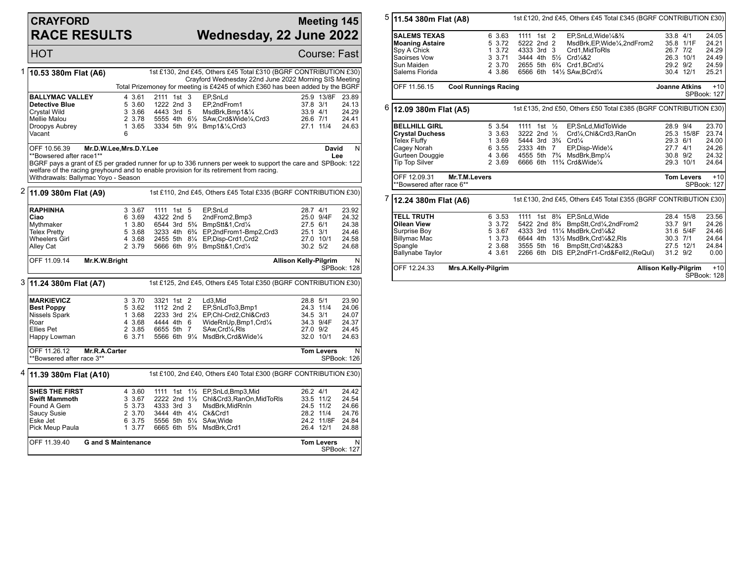# CRAYFORD RACE RESULTS

**Meeting 145**
**Wednesday, 22 June 2022**

HOT — Course: Fast

## 1 10.53 380m Flat (A6)

1st £130, 2nd £45, Others £45 Total £310 (BGRF CONTRIBUTION £30)
Crayford Wednesday 22nd June 2022 Morning SIS Meeting
Total Prizemoney for meeting is £4245 of which £360 has been added by the BGRF

| Greyhound | Trap | Weight | Sectionals | Pos | Dist | Comment | Wt | SP | Time |
|---|---|---|---|---|---|---|---|---|---|
| **BALLYMAC VALLEY** | 4 | 3.61 | 2111 | 1st | 3 | EP,SnLd | 25.9 | 13/8F | 23.89 |
| **Detective Blue** | 5 | 3.60 | 1222 | 2nd | 3 | EP,2ndFrom1 | 37.8 | 3/1 | 24.13 |
| Crystal Wild | 3 | 3.66 | 4443 | 3rd | 5 | MsdBrk,Bmp1&¼ | 33.9 | 4/1 | 24.29 |
| Mellie Malou | 2 | 3.78 | 5555 | 4th | 6½ | SAw,Crd&Wide¼,Crd3 | 26.6 | 7/1 | 24.41 |
| Droopys Aubrey | 1 | 3.65 | 3334 | 5th | 9¼ | Bmp1&¼,Crd3 | 27.1 | 11/4 | 24.63 |
| Vacant | 6 | | | | | | | | |

OFF 10.56.39 — Mr.D.W.Lee,Mrs.D.Y.Lee — David Lee — N
**Bowsered after race1**
BGRF pays a grant of £5 per graded runner for up to 336 runners per week to support the care and welfare of the racing greyhound and to enable provision for its retirement from racing. — SPBook: 122
Withdrawals: Ballymac Yoyo - Season

## 2 11.09 380m Flat (A9)

1st £110, 2nd £45, Others £45 Total £335 (BGRF CONTRIBUTION £30)

| Greyhound | Trap | Weight | Sectionals | Pos | Dist | Comment | Wt | SP | Time |
|---|---|---|---|---|---|---|---|---|---|
| **RAPHINHA** | 3 | 3.67 | 1111 | 1st | 5 | EP,SnLd | 28.7 | 4/1 | 23.92 |
| **Ciao** | 6 | 3.69 | 4322 | 2nd | 5 | 2ndFrom2,Bmp3 | 25.0 | 9/4F | 24.32 |
| Mythmaker | 1 | 3.80 | 6544 | 3rd | 5¾ | BmpStt&1,Crd¼ | 27.5 | 6/1 | 24.38 |
| Telex Pretty | 5 | 3.68 | 3233 | 4th | 6¾ | EP,2ndFrom1-Bmp2,Crd3 | 25.1 | 3/1 | 24.46 |
| Wheelers Girl | 4 | 3.68 | 2455 | 5th | 8¼ | EP,Disp-Crd1,Crd2 | 27.0 | 10/1 | 24.58 |
| Alley Cat | 2 | 3.79 | 5666 | 6th | 9½ | BmpStt&1,Crd¼ | 30.2 | 5/2 | 24.68 |

OFF 11.09.14 — Mr.K.W.Bright — Allison Kelly-Pilgrim — N — SPBook: 128

## 3 11.24 380m Flat (A7)

1st £125, 2nd £45, Others £45 Total £350 (BGRF CONTRIBUTION £30)

| Greyhound | Trap | Weight | Sectionals | Pos | Dist | Comment | Wt | SP | Time |
|---|---|---|---|---|---|---|---|---|---|
| **MARKIEVICZ** | 3 | 3.70 | 3321 | 1st | 2 | Ld3,Mid | 28.8 | 5/1 | 23.90 |
| **Best Poppy** | 5 | 3.62 | 1112 | 2nd | 2 | EP,SnLdTo3,Bmp1 | 24.3 | 11/4 | 24.06 |
| Nissels Spark | 1 | 3.68 | 2233 | 3rd | 2¼ | EP,Chl-Crd2,Chl&Crd3 | 34.5 | 3/1 | 24.07 |
| Roar | 4 | 3.68 | 4444 | 4th | 6 | WideRnUp,Bmp1,Crd¼ | 34.3 | 9/4F | 24.37 |
| Ellies Pet | 2 | 3.85 | 6655 | 5th | 7 | SAw,Crd¼,Rls | 27.0 | 9/2 | 24.45 |
| Happy Lowman | 6 | 3.71 | 5566 | 6th | 9¼ | MsdBrk,Crd&Wide¼ | 32.0 | 10/1 | 24.63 |

OFF 11.26.12 — Mr.R.A.Carter — Tom Levers — N
**Bowsered after race 3** — SPBook: 126

## 4 11.39 380m Flat (A10)

1st £100, 2nd £40, Others £40 Total £300 (BGRF CONTRIBUTION £30)

| Greyhound | Trap | Weight | Sectionals | Pos | Dist | Comment | Wt | SP | Time |
|---|---|---|---|---|---|---|---|---|---|
| **SHES THE FIRST** | 4 | 3.60 | 1111 | 1st | 1½ | EP,SnLd,Bmp3,Mid | 26.2 | 4/1 | 24.42 |
| **Swift Mammoth** | 3 | 3.67 | 2222 | 2nd | 1½ | Chl&Crd3,RanOn,MidToRls | 33.5 | 11/2 | 24.54 |
| Found A Gem | 5 | 3.73 | 4333 | 3rd | 3 | MsdBrk,MidRnIn | 24.5 | 11/2 | 24.66 |
| Saucy Susie | 2 | 3.70 | 3444 | 4th | 4¼ | Ck&Crd1 | 28.2 | 11/4 | 24.76 |
| Eske Jet | 6 | 3.75 | 5556 | 5th | 5¼ | SAw,Wide | 24.2 | 11/8F | 24.84 |
| Pick Meup Paula | 1 | 3.77 | 6665 | 6th | 5¾ | MsdBrk,Crd1 | 26.4 | 12/1 | 24.88 |

OFF 11.39.40 — G and S Maintenance — Tom Levers — N — SPBook: 127

## 5 11.54 380m Flat (A8)

1st £120, 2nd £45, Others £45 Total £345 (BGRF CONTRIBUTION £30)

| Greyhound | Trap | Weight | Sectionals | Pos | Dist | Comment | Wt | SP | Time |
|---|---|---|---|---|---|---|---|---|---|
| **SALEMS TEXAS** | 6 | 3.63 | 1111 | 1st | 2 | EP,SnLd,Wide¼&¾ | 33.8 | 4/1 | 24.05 |
| **Moaning Astaire** | 5 | 3.72 | 5222 | 2nd | 2 | MsdBrk,EP,Wide¼,2ndFrom2 | 35.8 | 1/1F | 24.21 |
| Spy A Chick | 1 | 3.72 | 4333 | 3rd | 3 | Crd1,MidToRls | 26.7 | 7/2 | 24.29 |
| Saoirses Vow | 3 | 3.71 | 3444 | 4th | 5½ | Crd¼&2 | 26.3 | 10/1 | 24.49 |
| Sun Maiden | 2 | 3.70 | 2655 | 5th | 6¾ | Crd1,BCrd¼ | 29.2 | 9/2 | 24.59 |
| Salems Florida | 4 | 3.86 | 6566 | 6th | 14½ | SAw,BCrd¼ | 30.4 | 12/1 | 25.21 |

OFF 11.56.15 — Cool Runnings Racing — Joanne Atkins — +10 — SPBook: 127

## 6 12.09 380m Flat (A5)

1st £135, 2nd £50, Others £50 Total £385 (BGRF CONTRIBUTION £30)

| Greyhound | Trap | Weight | Sectionals | Pos | Dist | Comment | Wt | SP | Time |
|---|---|---|---|---|---|---|---|---|---|
| **BELLHILL GIRL** | 5 | 3.54 | 1111 | 1st | ½ | EP,SnLd,MidToWide | 28.9 | 9/4 | 23.70 |
| **Crystal Duchess** | 3 | 3.63 | 3222 | 2nd | ½ | Crd¼,Chl&Crd3,RanOn | 25.3 | 15/8F | 23.74 |
| Telex Fluffy | 1 | 3.69 | 5444 | 3rd | 3¾ | Crd¼ | 29.3 | 6/1 | 24.00 |
| Cagey Norah | 6 | 3.55 | 2333 | 4th | 7 | EP,Disp-Wide¼ | 27.7 | 4/1 | 24.26 |
| Gurteen Douggie | 4 | 3.66 | 4555 | 5th | 7¾ | MsdBrk,Bmp¼ | 30.8 | 9/2 | 24.32 |
| Tip Top Silver | 2 | 3.69 | 6666 | 6th | 11¾ | Crd&Wide¼ | 29.3 | 10/1 | 24.64 |

OFF 12.09.31 — Mr.T.M.Levers — Tom Levers — +10
**Bowsered after race 6** — SPBook: 127

## 7 12.24 380m Flat (A6)

1st £130, 2nd £45, Others £45 Total £355 (BGRF CONTRIBUTION £30)

| Greyhound | Trap | Weight | Sectionals | Pos | Dist | Comment | Wt | SP | Time |
|---|---|---|---|---|---|---|---|---|---|
| **TELL TRUTH** | 6 | 3.53 | 1111 | 1st | 8¾ | EP,SnLd,Wide | 28.4 | 15/8 | 23.56 |
| **Oilean View** | 3 | 3.72 | 5422 | 2nd | 8¾ | BmpStt,Crd¼,2ndFrom2 | 33.7 | 9/1 | 24.26 |
| Surprise Boy | 5 | 3.67 | 4333 | 3rd | 11¼ | MsdBrk,Crd¼&2 | 31.6 | 5/4F | 24.46 |
| Billymac Mac | 1 | 3.73 | 6644 | 4th | 13½ | MsdBrk,Crd¼&2,Rls | 30.3 | 7/1 | 24.64 |
| Spangle | 2 | 3.68 | 3555 | 5th | 16 | BmpStt,Crd¼&2&3 | 27.5 | 12/1 | 24.84 |
| Ballynabe Taylor | 4 | 3.61 | 2266 | 6th | DIS | EP,2ndFr1-Crd&Fell2,(ReQul) | 31.2 | 9/2 | 0.00 |

OFF 12.24.33 — Mrs.A.Kelly-Pilgrim — Allison Kelly-Pilgrim — +10 — SPBook: 128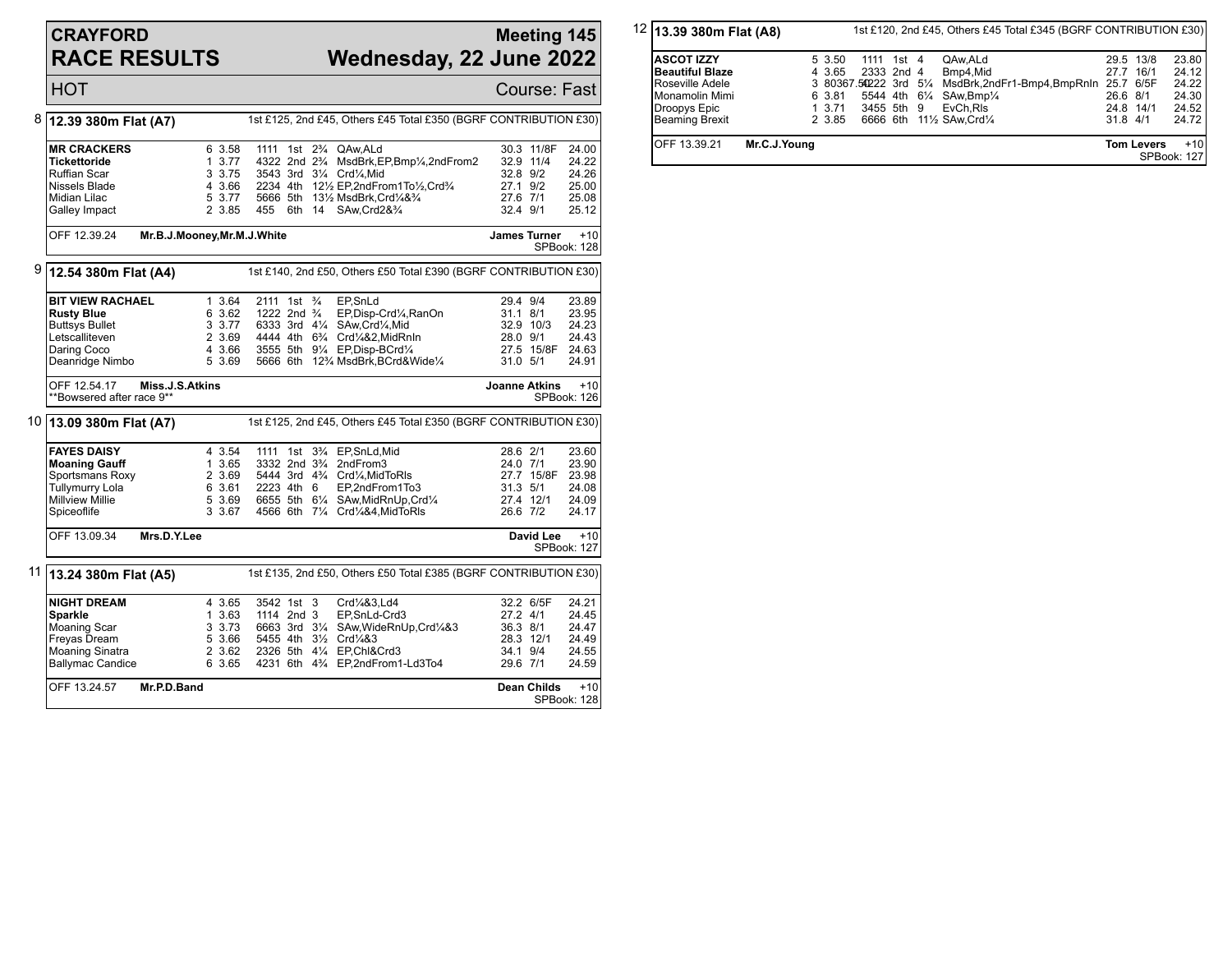# CRAYFORD RACE RESULTS

## Meeting 145 — Wednesday, 22 June 2022

HOT — Course: Fast

### 8 — 12.39 380m Flat (A7)

1st £125, 2nd £45, Others £45 Total £350 (BGRF CONTRIBUTION £30)

| | | | | | | | | | | |
|---|---|---|---|---|---|---|---|---|---|---|
| **MR CRACKERS** | 6 | 3.58 | 1111 | 1st | 2¾ | QAw,ALd | 30.3 | 11/8F | 24.00 |
| **Tickettoride** | 1 | 3.77 | 4322 | 2nd | 2¾ | MsdBrk,EP,Bmp¼,2ndFrom2 | 32.9 | 11/4 | 24.22 |
| Ruffian Scar | 3 | 3.75 | 3543 | 3rd | 3¼ | Crd¼,Mid | 32.8 | 9/2 | 24.26 |
| Nissels Blade | 4 | 3.66 | 2234 | 4th | 12½ | EP,2ndFrom1To½,Crd¾ | 27.1 | 9/2 | 25.00 |
| Midian Lilac | 5 | 3.77 | 5666 | 5th | 13½ | MsdBrk,Crd¼&¾ | 27.6 | 7/1 | 25.08 |
| Galley Impact | 2 | 3.85 | 455 | 6th | 14 | SAw,Crd2&¾ | 32.4 | 9/1 | 25.12 |

OFF 12.39.24 **Mr.B.J.Mooney,Mr.M.J.White** — **James Turner** +10 SPBook: 128

### 9 — 12.54 380m Flat (A4)

1st £140, 2nd £50, Others £50 Total £390 (BGRF CONTRIBUTION £30)

| | | | | | | | | | |
|---|---|---|---|---|---|---|---|---|---|
| **BIT VIEW RACHAEL** | 1 | 3.64 | 2111 | 1st | ¾ | EP,SnLd | 29.4 | 9/4 | 23.89 |
| **Rusty Blue** | 6 | 3.62 | 1222 | 2nd | ¾ | EP,Disp-Crd¼,RanOn | 31.1 | 8/1 | 23.95 |
| Buttsys Bullet | 3 | 3.77 | 6333 | 3rd | 4¼ | SAw,Crd¼,Mid | 32.9 | 10/3 | 24.23 |
| Letscalliteven | 2 | 3.69 | 4444 | 4th | 6¾ | Crd¼&2,MidRnIn | 28.0 | 9/1 | 24.43 |
| Daring Coco | 4 | 3.66 | 3555 | 5th | 9¼ | EP,Disp-BCrd¼ | 27.5 | 15/8F | 24.63 |
| Deanridge Nimbo | 5 | 3.69 | 5666 | 6th | 12¾ | MsdBrk,BCrd&Wide¼ | 31.0 | 5/1 | 24.91 |

OFF 12.54.17 **Miss.J.S.Atkins** — **Joanne Atkins** +10 SPBook: 126

**Bowsered after race 9**

### 10 — 13.09 380m Flat (A7)

1st £125, 2nd £45, Others £45 Total £350 (BGRF CONTRIBUTION £30)

| | | | | | | | | | |
|---|---|---|---|---|---|---|---|---|---|
| **FAYES DAISY** | 4 | 3.54 | 1111 | 1st | 3¾ | EP,SnLd,Mid | 28.6 | 2/1 | 23.60 |
| **Moaning Gauff** | 1 | 3.65 | 3332 | 2nd | 3¾ | 2ndFrom3 | 24.0 | 7/1 | 23.90 |
| Sportsmans Roxy | 2 | 3.69 | 5444 | 3rd | 4¾ | Crd¼,MidToRls | 27.7 | 15/8F | 23.98 |
| Tullymurry Lola | 6 | 3.61 | 2223 | 4th | 6 | EP,2ndFrom1To3 | 31.3 | 5/1 | 24.08 |
| Millview Millie | 5 | 3.69 | 6655 | 5th | 6¼ | SAw,MidRnUp,Crd¼ | 27.4 | 12/1 | 24.09 |
| Spiceoflife | 3 | 3.67 | 4566 | 6th | 7¼ | Crd¼&4,MidToRls | 26.6 | 7/2 | 24.17 |

OFF 13.09.34 **Mrs.D.Y.Lee** — **David Lee** +10 SPBook: 127

### 11 — 13.24 380m Flat (A5)

1st £135, 2nd £50, Others £50 Total £385 (BGRF CONTRIBUTION £30)

| | | | | | | | | | |
|---|---|---|---|---|---|---|---|---|---|
| **NIGHT DREAM** | 4 | 3.65 | 3542 | 1st | 3 | Crd¼&3,Ld4 | 32.2 | 6/5F | 24.21 |
| **Sparkle** | 1 | 3.63 | 1114 | 2nd | 3 | EP,SnLd-Crd3 | 27.2 | 4/1 | 24.45 |
| Moaning Scar | 3 | 3.73 | 6663 | 3rd | 3¼ | SAw,WideRnUp,Crd¼&3 | 36.3 | 8/1 | 24.47 |
| Freyas Dream | 5 | 3.66 | 5455 | 4th | 3½ | Crd¼&3 | 28.3 | 12/1 | 24.49 |
| Moaning Sinatra | 2 | 3.62 | 2326 | 5th | 4¼ | EP,Chl&Crd3 | 34.1 | 9/4 | 24.55 |
| Ballymac Candice | 6 | 3.65 | 4231 | 6th | 4¾ | EP,2ndFrom1-Ld3To4 | 29.6 | 7/1 | 24.59 |

OFF 13.24.57 **Mr.P.D.Band** — **Dean Childs** +10 SPBook: 128

### 12 — 13.39 380m Flat (A8)

1st £120, 2nd £45, Others £45 Total £345 (BGRF CONTRIBUTION £30)

| | | | | | | | | | |
|---|---|---|---|---|---|---|---|---|---|
| **ASCOT IZZY** | 5 | 3.50 | 1111 | 1st | 4 | QAw,ALd | 29.5 | 13/8 | 23.80 |
| **Beautiful Blaze** | 4 | 3.65 | 2333 | 2nd | 4 | Bmp4,Mid | 27.7 | 16/1 | 24.12 |
| Roseville Adele | 3 | 80367.50 | 4222 | 3rd | 5¼ | MsdBrk,2ndFr1-Bmp4,BmpRnIn | 25.7 | 6/5F | 24.22 |
| Monamolin Mimi | 6 | 3.81 | 5544 | 4th | 6¼ | SAw,Bmp¼ | 26.6 | 8/1 | 24.30 |
| Droopys Epic | 1 | 3.71 | 3455 | 5th | 9 | EvCh,Rls | 24.8 | 14/1 | 24.52 |
| Beaming Brexit | 2 | 3.85 | 6666 | 6th | 11½ | SAw,Crd¼ | 31.8 | 4/1 | 24.72 |

OFF 13.39.21 **Mr.C.J.Young** — **Tom Levers** +10 SPBook: 127